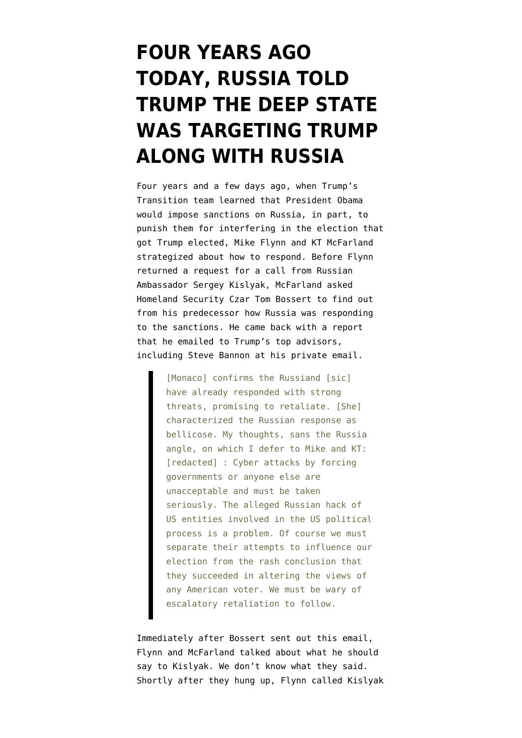# FOUR YEARS AGO TODAY, RUSSIA TOLD TRUMP THE DEEP STATE WAS TARGETING TRUMP ALONG WITH RUSSIA

Four years and a few days ago, when Trump's Transition team learned that President Obama would impose sanctions on Russia, in part, to punish them for interfering in the election that got Trump elected, Mike Flynn and KT McFarland strategized about how to respond. Before Flynn returned a request for a call from Russian Ambassador Sergey Kislyak, McFarland asked Homeland Security Czar Tom Bossert to find out from his predecessor how Russia was responding to the sanctions. He came back with a report that he emailed to Trump's top advisors, including Steve Bannon at his private email.

> [Monaco] confirms the Russiand [sic] have already responded with strong threats, promising to retaliate. [She] characterized the Russian response as bellicose. My thoughts, sans the Russia angle, on which I defer to Mike and KT: [redacted] : Cyber attacks by forcing governments or anyone else are unacceptable and must be taken seriously. The alleged Russian hack of US entities involved in the US political process is a problem. Of course we must separate their attempts to influence our election from the rash conclusion that they succeeded in altering the views of any American voter. We must be wary of escalatory retaliation to follow.

Immediately after Bossert sent out this email, Flynn and McFarland talked about what he should say to Kislyak. We don't know what they said. Shortly after they hung up, Flynn called Kislyak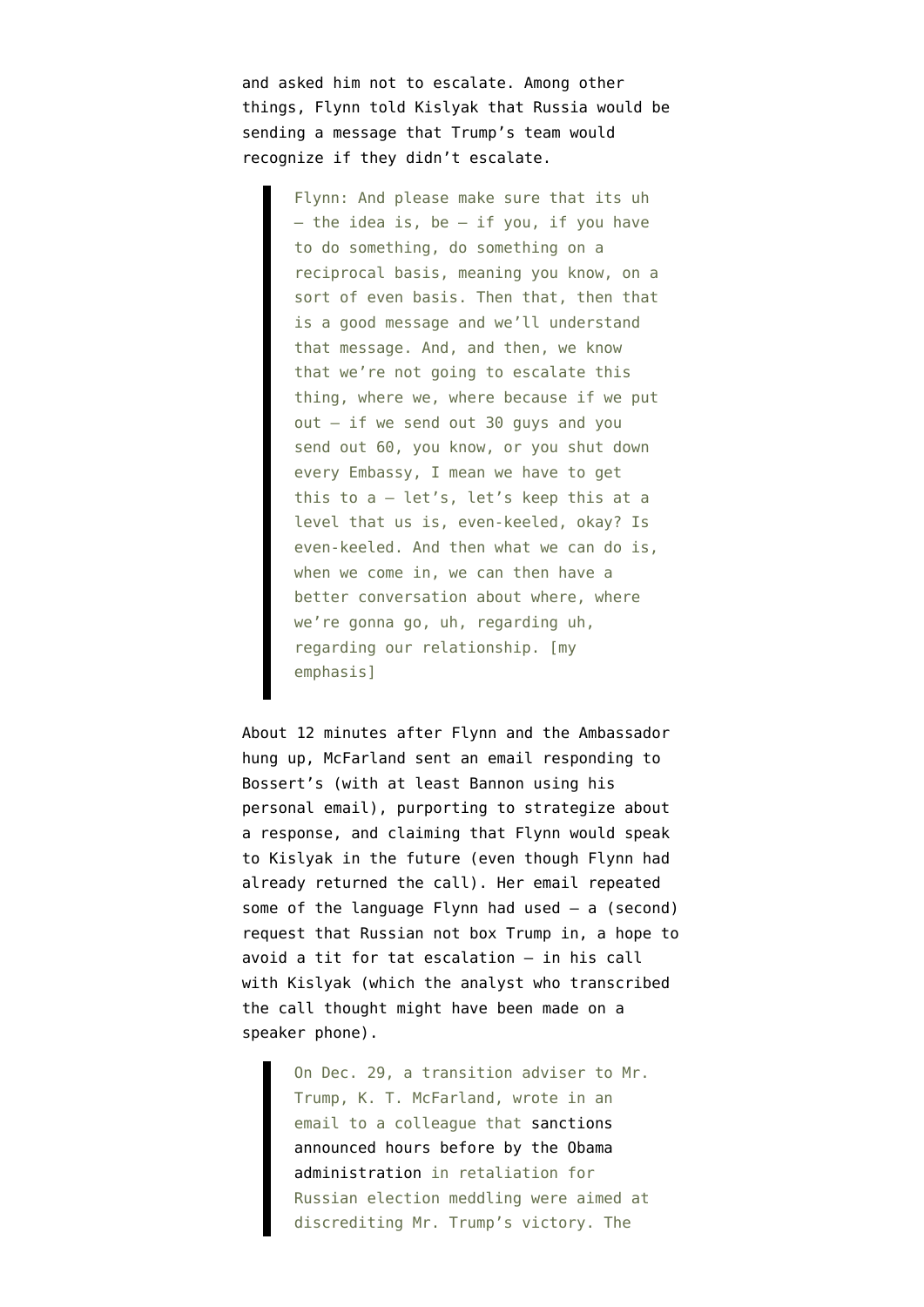and asked him not to escalate. Among other things, Flynn told Kislyak that Russia would be sending a message that Trump's team would recognize if they didn't escalate.

> Flynn: And please make sure that its uh – the idea is, be – if you, if you have to do something, do something on a reciprocal basis, meaning you know, on a sort of even basis. Then that, then that is a good message and we'll understand that message. And, and then, we know that we're not going to escalate this thing, where we, where because if we put out – if we send out 30 guys and you send out 60, you know, or you shut down every Embassy, I mean we have to get this to a – let's, let's keep this at a level that us is, even-keeled, okay? Is even-keeled. And then what we can do is, when we come in, we can then have a better conversation about where, where we're gonna go, uh, regarding uh, regarding our relationship. [my emphasis]

About 12 minutes after Flynn and the Ambassador hung up, McFarland sent an email responding to Bossert's (with at least Bannon using his personal email), purporting to strategize about a response, and claiming that Flynn would speak to Kislyak in the future (even though Flynn had already returned the call). Her email repeated some of the language Flynn had used – a (second) request that Russian not box Trump in, a hope to avoid a tit for tat escalation – in his call with Kislyak (which the analyst who transcribed the call thought might have been made on a speaker phone).

> On Dec. 29, a transition adviser to Mr. Trump, K. T. McFarland, wrote in an email to a colleague that **sanctions announced hours before by the Obama administration** in retaliation for Russian election meddling were aimed at discrediting Mr. Trump's victory. The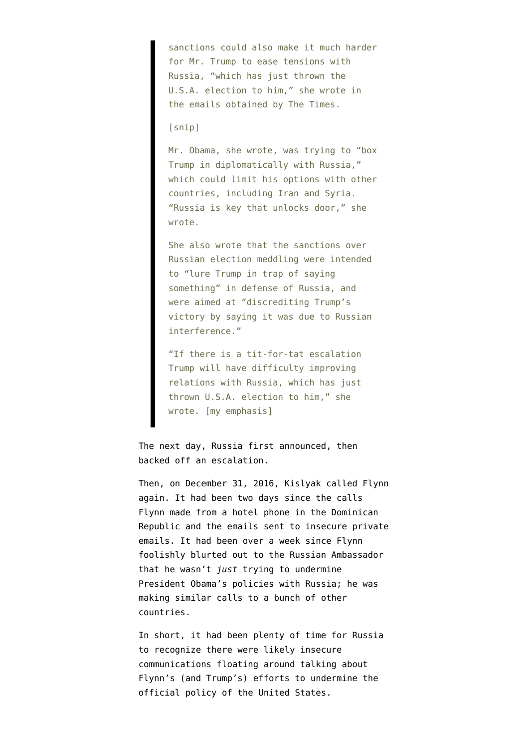> sanctions could also make it much harder for Mr. Trump to ease tensions with Russia, "which has just thrown the U.S.A. election to him," she wrote in the emails obtained by The Times.
>
> [snip]
>
> Mr. Obama, she wrote, was trying to "box Trump in diplomatically with Russia," which could limit his options with other countries, including Iran and Syria. "Russia is key that unlocks door," she wrote.
>
> She also wrote that the sanctions over Russian election meddling were intended to "lure Trump in trap of saying something" in defense of Russia, and were aimed at "discrediting Trump's victory by saying it was due to Russian interference."
>
> "If there is a tit-for-tat escalation Trump will have difficulty improving relations with Russia, which has just thrown U.S.A. election to him," she wrote. [my emphasis]

The next day, Russia first announced, then backed off an escalation.

Then, on December 31, 2016, Kislyak called Flynn again. It had been two days since the calls Flynn made from a hotel phone in the Dominican Republic and the emails sent to insecure private emails. It had been over a week since Flynn foolishly blurted out to the Russian Ambassador that he wasn't *just* trying to undermine President Obama's policies with Russia; he was making similar calls to a bunch of other countries.

In short, it had been plenty of time for Russia to recognize there were likely insecure communications floating around talking about Flynn's (and Trump's) efforts to undermine the official policy of the United States.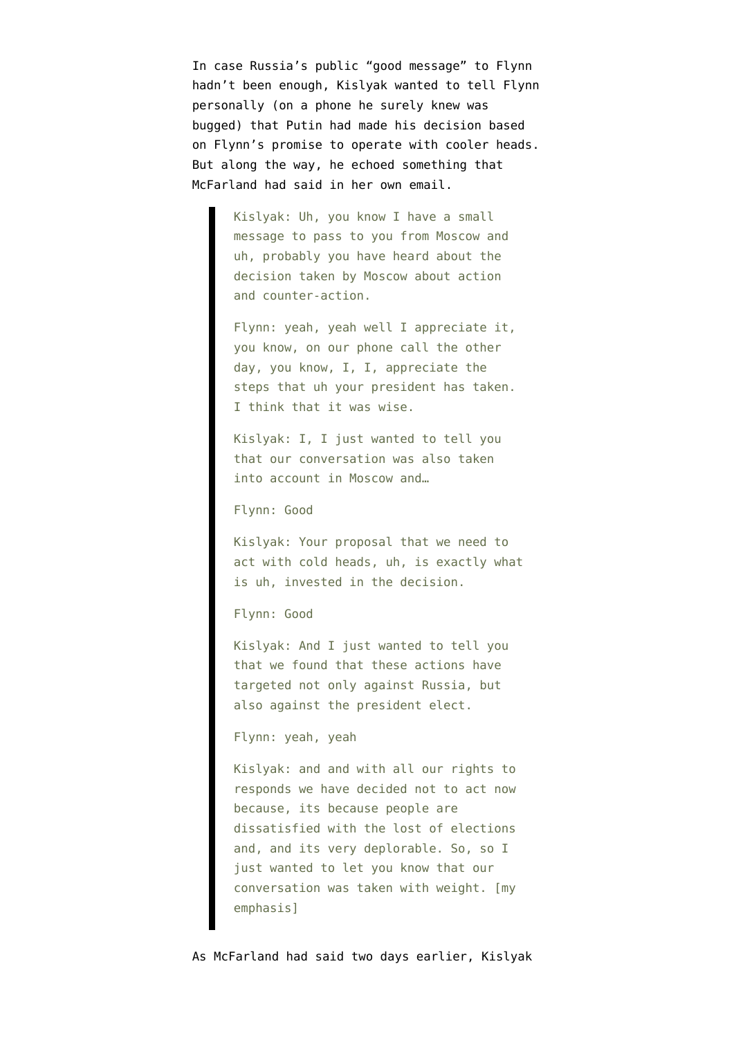In case Russia's public "good message" to Flynn hadn't been enough, Kislyak wanted to tell Flynn personally (on a phone he surely knew was bugged) that Putin had made his decision based on Flynn's promise to operate with cooler heads. But along the way, he echoed something that McFarland had said in her own email.

> Kislyak: Uh, you know I have a small message to pass to you from Moscow and uh, probably you have heard about the decision taken by Moscow about action and counter-action.
>
> Flynn: yeah, yeah well I appreciate it, you know, on our phone call the other day, you know, I, I, appreciate the steps that uh your president has taken. I think that it was wise.
>
> Kislyak: I, I just wanted to tell you that our conversation was also taken into account in Moscow and…
>
> Flynn: Good
>
> Kislyak: Your proposal that we need to act with cold heads, uh, is exactly what is uh, invested in the decision.
>
> Flynn: Good
>
> Kislyak: And I just wanted to tell you that we found that these actions have targeted not only against Russia, but also against the president elect.
>
> Flynn: yeah, yeah
>
> Kislyak: and and with all our rights to responds we have decided not to act now because, its because people are dissatisfied with the lost of elections and, and its very deplorable. So, so I just wanted to let you know that our conversation was taken with weight. [my emphasis]

As McFarland had said two days earlier, Kislyak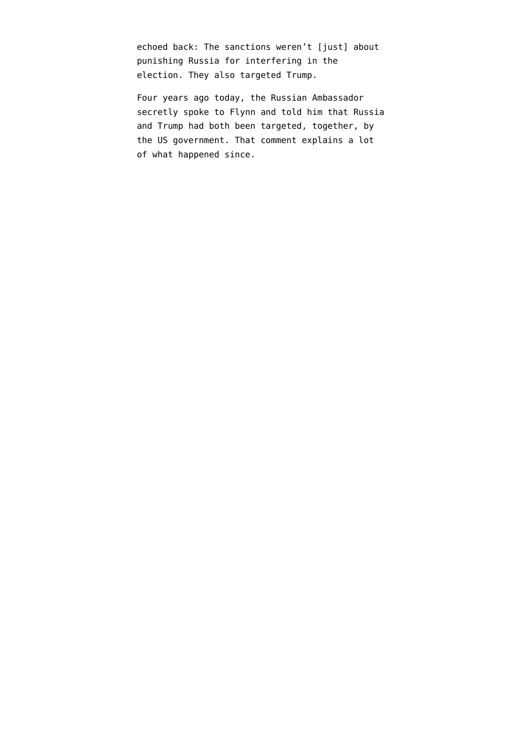echoed back: The sanctions weren't [just] about punishing Russia for interfering in the election. They also targeted Trump.

Four years ago today, the Russian Ambassador secretly spoke to Flynn and told him that Russia and Trump had both been targeted, together, by the US government. That comment explains a lot of what happened since.